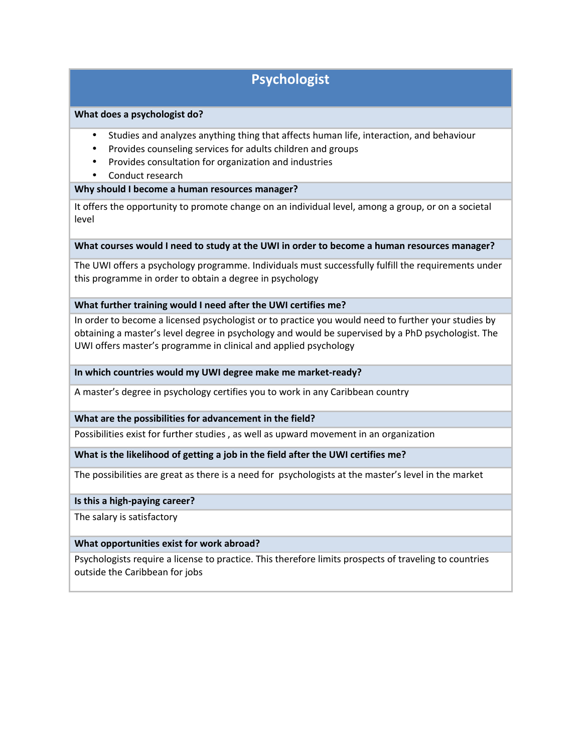# Psychologist

### What does a psychologist do?

- Studies and analyzes anything thing that affects human life, interaction, and behaviour
- Provides counseling services for adults children and groups
- Provides consultation for organization and industries
- Conduct research

### Why should I become a human resources manager?

It offers the opportunity to promote change on an individual level, among a group, or on a societal level

### What courses would I need to study at the UWI in order to become a human resources manager?

The UWI offers a psychology programme. Individuals must successfully fulfill the requirements under this programme in order to obtain a degree in psychology

### What further training would I need after the UWI certifies me?

In order to become a licensed psychologist or to practice you would need to further your studies by obtaining a master's level degree in psychology and would be supervised by a PhD psychologist. The UWI offers master's programme in clinical and applied psychology

### In which countries would my UWI degree make me market-ready?

A master's degree in psychology certifies you to work in any Caribbean country

### What are the possibilities for advancement in the field?

Possibilities exist for further studies , as well as upward movement in an organization

### What is the likelihood of getting a job in the field after the UWI certifies me?

The possibilities are great as there is a need for psychologists at the master's level in the market

### Is this a high-paying career?

The salary is satisfactory

### What opportunities exist for work abroad?

Psychologists require a license to practice. This therefore limits prospects of traveling to countries outside the Caribbean for jobs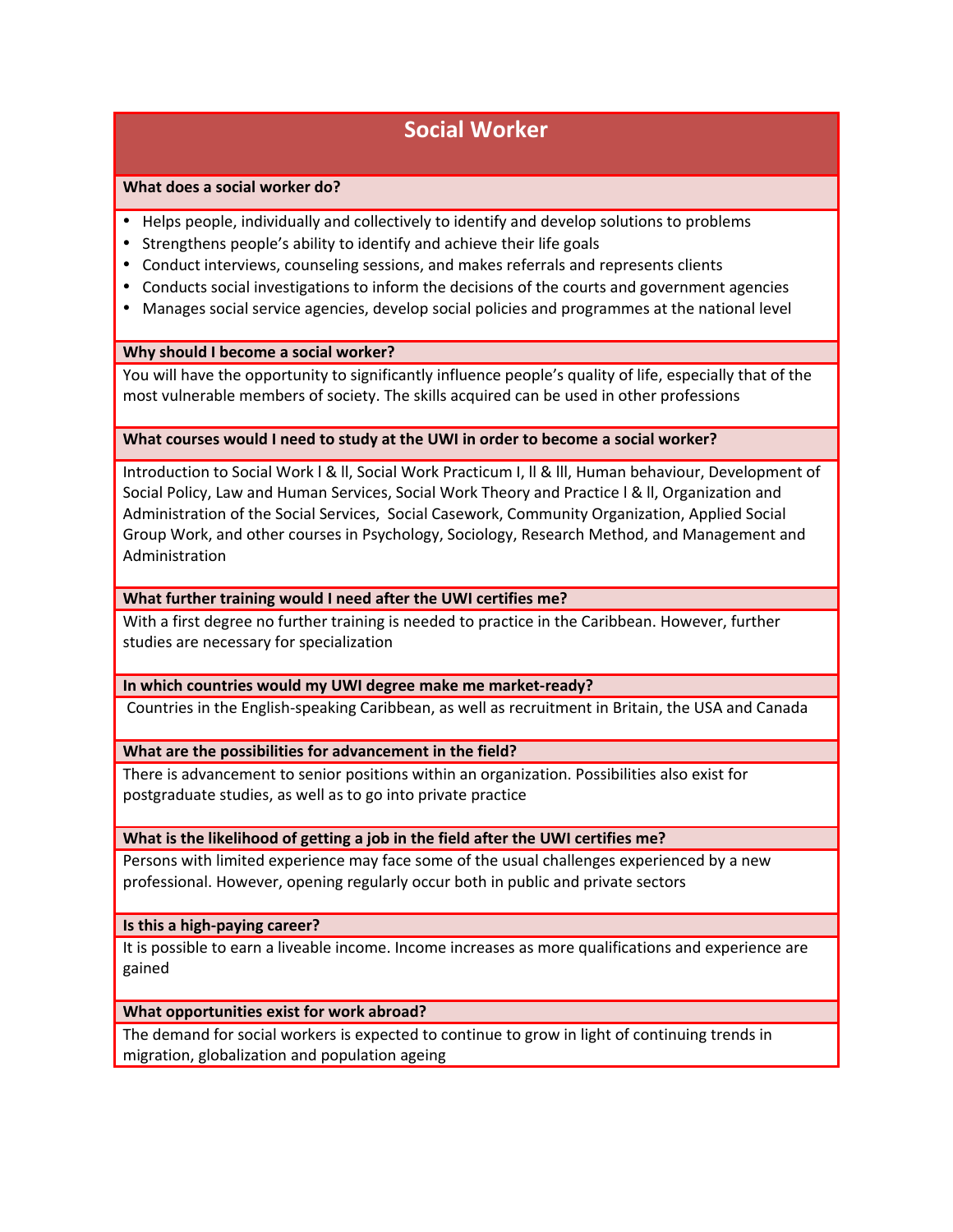# Social Worker

**What does a social worker do?**

- Helps people, individually and collectively to identify and develop solutions to problems
- Strengthens people's ability to identify and achieve their life goals
- Conduct interviews, counseling sessions, and makes referrals and represents clients
- Conducts social investigations to inform the decisions of the courts and government agencies
- Manages social service agencies, develop social policies and programmes at the national level

**Why should I become a social worker?**

You will have the opportunity to significantly influence people's quality of life, especially that of the most vulnerable members of society. The skills acquired can be used in other professions

**What courses would I need to study at the UWI in order to become a social worker?**

Introduction to Social Work I & II, Social Work Practicum I, II & III, Human behaviour, Development of Social Policy, Law and Human Services, Social Work Theory and Practice I & II, Organization and Administration of the Social Services, Social Casework, Community Organization, Applied Social Group Work, and other courses in Psychology, Sociology, Research Method, and Management and Administration

**What further training would I need after the UWI certifies me?**

With a first degree no further training is needed to practice in the Caribbean. However, further studies are necessary for specialization

**In which countries would my UWI degree make me market-ready?**

Countries in the English-speaking Caribbean, as well as recruitment in Britain, the USA and Canada

**What are the possibilities for advancement in the field?**

There is advancement to senior positions within an organization. Possibilities also exist for postgraduate studies, as well as to go into private practice

**What is the likelihood of getting a job in the field after the UWI certifies me?**

Persons with limited experience may face some of the usual challenges experienced by a new professional. However, opening regularly occur both in public and private sectors

**Is this a high-paying career?**

It is possible to earn a liveable income. Income increases as more qualifications and experience are gained

**What opportunities exist for work abroad?**

The demand for social workers is expected to continue to grow in light of continuing trends in migration, globalization and population ageing